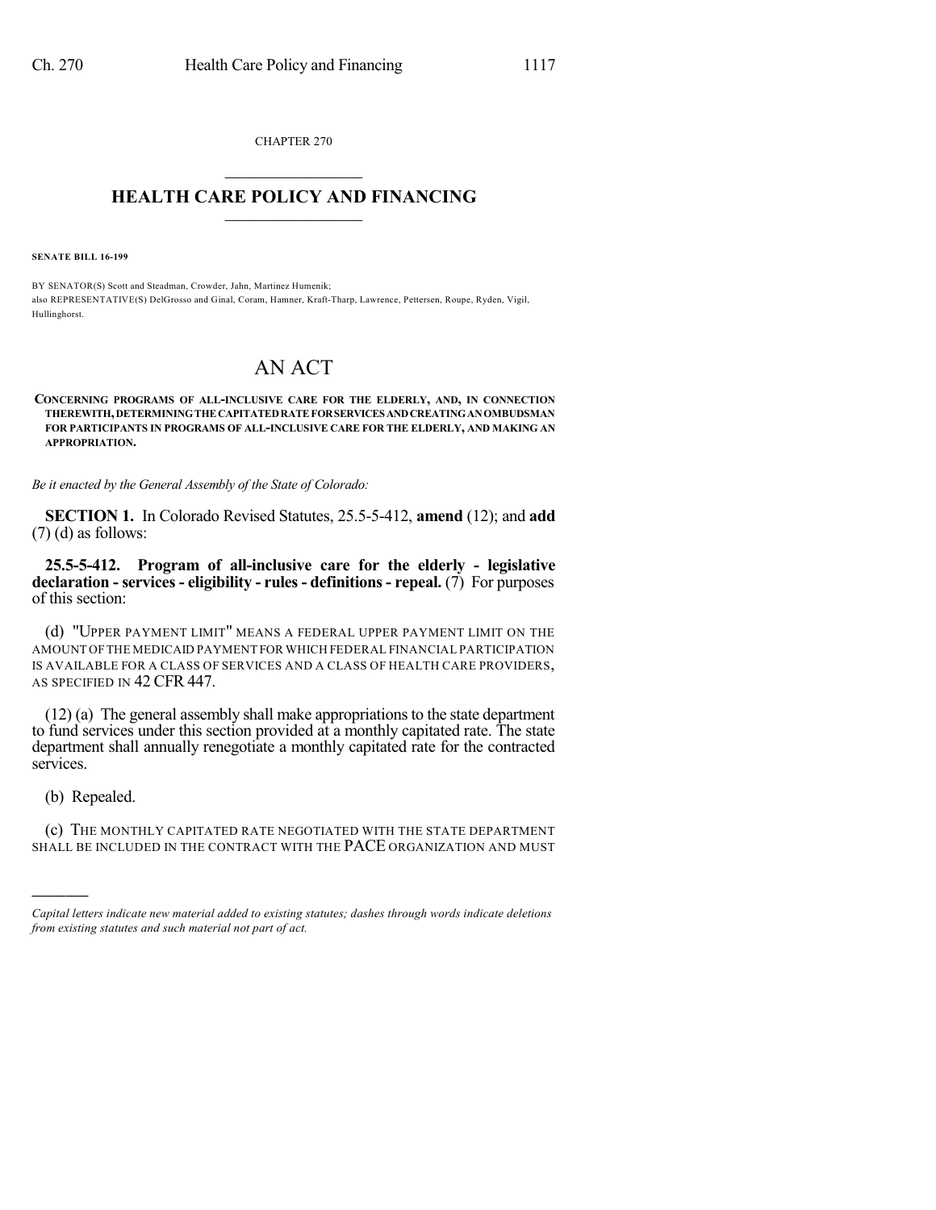CHAPTER 270

# HEALTH CARE POLICY AND FINANCING

**SENATE BILL 16-199**

BY SENATOR(S) Scott and Steadman, Crowder, Jahn, Martinez Humenik;
also REPRESENTATIVE(S) DelGrosso and Ginal, Coram, Hamner, Kraft-Tharp, Lawrence, Pettersen, Roupe, Ryden, Vigil, Hullinghorst.

# AN ACT

**CONCERNING PROGRAMS OF ALL-INCLUSIVE CARE FOR THE ELDERLY, AND, IN CONNECTION THEREWITH, DETERMINING THE CAPITATED RATE FOR SERVICES AND CREATING AN OMBUDSMAN FOR PARTICIPANTS IN PROGRAMS OF ALL-INCLUSIVE CARE FOR THE ELDERLY, AND MAKING AN APPROPRIATION.**

*Be it enacted by the General Assembly of the State of Colorado:*

**SECTION 1.** In Colorado Revised Statutes, 25.5-5-412, **amend** (12); and **add** (7) (d) as follows:

**25.5-5-412. Program of all-inclusive care for the elderly - legislative declaration - services - eligibility - rules - definitions - repeal.** (7) For purposes of this section:

(d) "UPPER PAYMENT LIMIT" MEANS A FEDERAL UPPER PAYMENT LIMIT ON THE AMOUNT OF THE MEDICAID PAYMENT FOR WHICH FEDERAL FINANCIAL PARTICIPATION IS AVAILABLE FOR A CLASS OF SERVICES AND A CLASS OF HEALTH CARE PROVIDERS, AS SPECIFIED IN 42 CFR 447.

(12) (a) The general assembly shall make appropriations to the state department to fund services under this section provided at a monthly capitated rate. The state department shall annually renegotiate a monthly capitated rate for the contracted services.

(b) Repealed.

(c) THE MONTHLY CAPITATED RATE NEGOTIATED WITH THE STATE DEPARTMENT SHALL BE INCLUDED IN THE CONTRACT WITH THE PACE ORGANIZATION AND MUST

---

*Capital letters indicate new material added to existing statutes; dashes through words indicate deletions from existing statutes and such material not part of act.*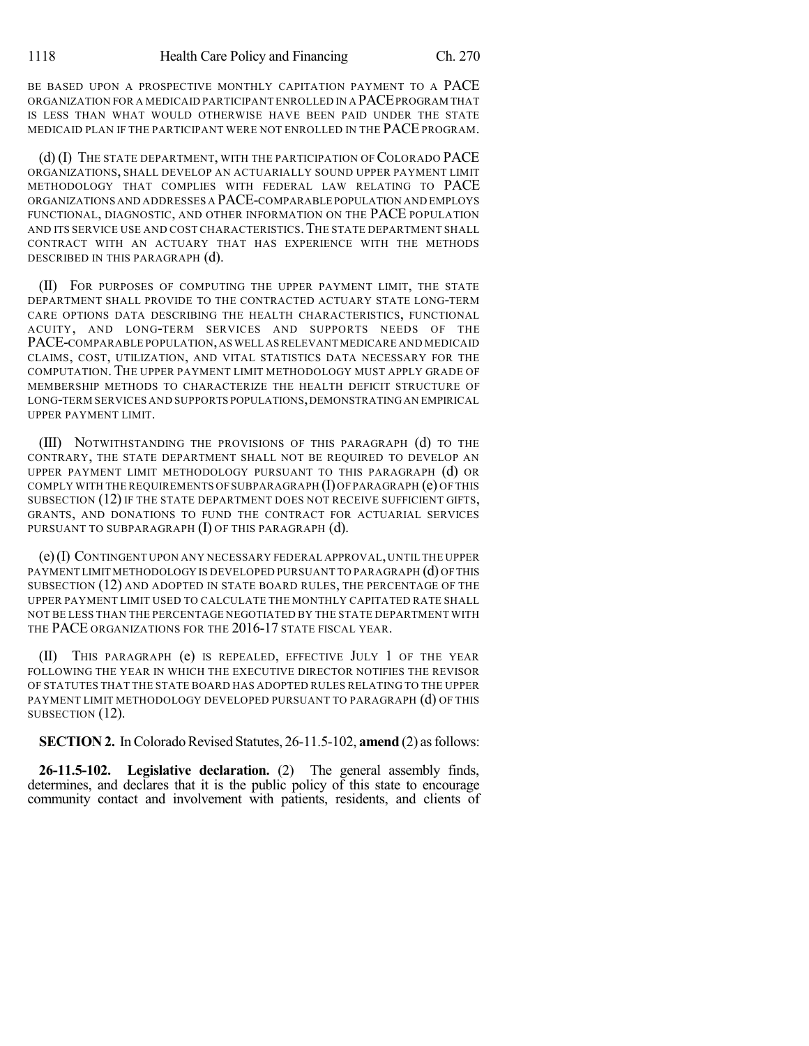BE BASED UPON A PROSPECTIVE MONTHLY CAPITATION PAYMENT TO A PACE ORGANIZATION FOR A MEDICAID PARTICIPANT ENROLLED IN A PACE PROGRAM THAT IS LESS THAN WHAT WOULD OTHERWISE HAVE BEEN PAID UNDER THE STATE MEDICAID PLAN IF THE PARTICIPANT WERE NOT ENROLLED IN THE PACE PROGRAM.

(d) (I) THE STATE DEPARTMENT, WITH THE PARTICIPATION OF COLORADO PACE ORGANIZATIONS, SHALL DEVELOP AN ACTUARIALLY SOUND UPPER PAYMENT LIMIT METHODOLOGY THAT COMPLIES WITH FEDERAL LAW RELATING TO PACE ORGANIZATIONS AND ADDRESSES A PACE-COMPARABLE POPULATION AND EMPLOYS FUNCTIONAL, DIAGNOSTIC, AND OTHER INFORMATION ON THE PACE POPULATION AND ITS SERVICE USE AND COST CHARACTERISTICS. THE STATE DEPARTMENT SHALL CONTRACT WITH AN ACTUARY THAT HAS EXPERIENCE WITH THE METHODS DESCRIBED IN THIS PARAGRAPH (d).

(II) FOR PURPOSES OF COMPUTING THE UPPER PAYMENT LIMIT, THE STATE DEPARTMENT SHALL PROVIDE TO THE CONTRACTED ACTUARY STATE LONG-TERM CARE OPTIONS DATA DESCRIBING THE HEALTH CHARACTERISTICS, FUNCTIONAL ACUITY, AND LONG-TERM SERVICES AND SUPPORTS NEEDS OF THE PACE-COMPARABLE POPULATION, AS WELL AS RELEVANT MEDICARE AND MEDICAID CLAIMS, COST, UTILIZATION, AND VITAL STATISTICS DATA NECESSARY FOR THE COMPUTATION. THE UPPER PAYMENT LIMIT METHODOLOGY MUST APPLY GRADE OF MEMBERSHIP METHODS TO CHARACTERIZE THE HEALTH DEFICIT STRUCTURE OF LONG-TERM SERVICES AND SUPPORTS POPULATIONS, DEMONSTRATING AN EMPIRICAL UPPER PAYMENT LIMIT.

(III) NOTWITHSTANDING THE PROVISIONS OF THIS PARAGRAPH (d) TO THE CONTRARY, THE STATE DEPARTMENT SHALL NOT BE REQUIRED TO DEVELOP AN UPPER PAYMENT LIMIT METHODOLOGY PURSUANT TO THIS PARAGRAPH (d) OR COMPLY WITH THE REQUIREMENTS OF SUBPARAGRAPH (I) OF PARAGRAPH (e) OF THIS SUBSECTION (12) IF THE STATE DEPARTMENT DOES NOT RECEIVE SUFFICIENT GIFTS, GRANTS, AND DONATIONS TO FUND THE CONTRACT FOR ACTUARIAL SERVICES PURSUANT TO SUBPARAGRAPH (I) OF THIS PARAGRAPH (d).

(e) (I) CONTINGENT UPON ANY NECESSARY FEDERAL APPROVAL, UNTIL THE UPPER PAYMENT LIMIT METHODOLOGY IS DEVELOPED PURSUANT TO PARAGRAPH (d) OF THIS SUBSECTION (12) AND ADOPTED IN STATE BOARD RULES, THE PERCENTAGE OF THE UPPER PAYMENT LIMIT USED TO CALCULATE THE MONTHLY CAPITATED RATE SHALL NOT BE LESS THAN THE PERCENTAGE NEGOTIATED BY THE STATE DEPARTMENT WITH THE PACE ORGANIZATIONS FOR THE 2016-17 STATE FISCAL YEAR.

(II) THIS PARAGRAPH (e) IS REPEALED, EFFECTIVE JULY 1 OF THE YEAR FOLLOWING THE YEAR IN WHICH THE EXECUTIVE DIRECTOR NOTIFIES THE REVISOR OF STATUTES THAT THE STATE BOARD HAS ADOPTED RULES RELATING TO THE UPPER PAYMENT LIMIT METHODOLOGY DEVELOPED PURSUANT TO PARAGRAPH (d) OF THIS SUBSECTION (12).

**SECTION 2.** In Colorado Revised Statutes, 26-11.5-102, **amend** (2) as follows:

**26-11.5-102. Legislative declaration.** (2) The general assembly finds, determines, and declares that it is the public policy of this state to encourage community contact and involvement with patients, residents, and clients of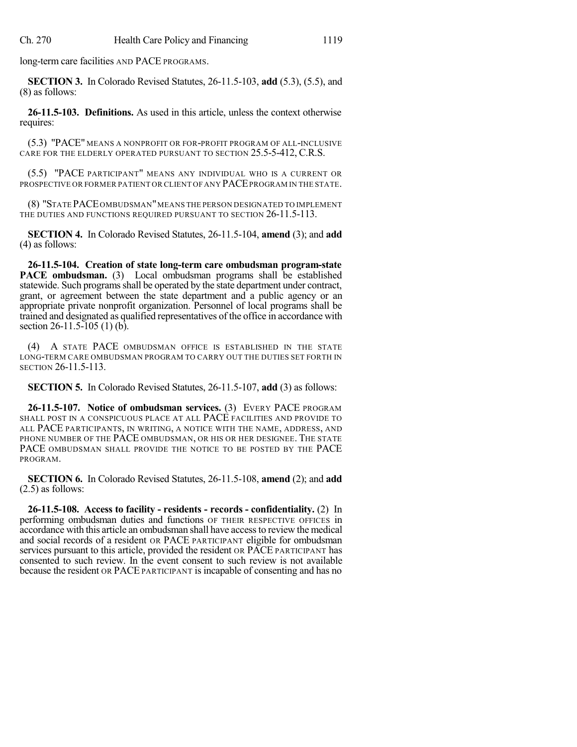long-term care facilities AND PACE PROGRAMS.

**SECTION 3.** In Colorado Revised Statutes, 26-11.5-103, **add** (5.3), (5.5), and (8) as follows:

**26-11.5-103. Definitions.** As used in this article, unless the context otherwise requires:

(5.3) "PACE" MEANS A NONPROFIT OR FOR-PROFIT PROGRAM OF ALL-INCLUSIVE CARE FOR THE ELDERLY OPERATED PURSUANT TO SECTION 25.5-5-412, C.R.S.

(5.5) "PACE PARTICIPANT" MEANS ANY INDIVIDUAL WHO IS A CURRENT OR PROSPECTIVE OR FORMER PATIENT OR CLIENT OF ANY PACE PROGRAM IN THE STATE.

(8) "STATE PACE OMBUDSMAN" MEANS THE PERSON DESIGNATED TO IMPLEMENT THE DUTIES AND FUNCTIONS REQUIRED PURSUANT TO SECTION 26-11.5-113.

**SECTION 4.** In Colorado Revised Statutes, 26-11.5-104, **amend** (3); and **add** (4) as follows:

**26-11.5-104. Creation of state long-term care ombudsman program-state PACE ombudsman.** (3) Local ombudsman programs shall be established statewide. Such programs shall be operated by the state department under contract, grant, or agreement between the state department and a public agency or an appropriate private nonprofit organization. Personnel of local programs shall be trained and designated as qualified representatives of the office in accordance with section 26-11.5-105 (1) (b).

(4) A STATE PACE OMBUDSMAN OFFICE IS ESTABLISHED IN THE STATE LONG-TERM CARE OMBUDSMAN PROGRAM TO CARRY OUT THE DUTIES SET FORTH IN SECTION 26-11.5-113.

**SECTION 5.** In Colorado Revised Statutes, 26-11.5-107, **add** (3) as follows:

**26-11.5-107. Notice of ombudsman services.** (3) EVERY PACE PROGRAM SHALL POST IN A CONSPICUOUS PLACE AT ALL PACE FACILITIES AND PROVIDE TO ALL PACE PARTICIPANTS, IN WRITING, A NOTICE WITH THE NAME, ADDRESS, AND PHONE NUMBER OF THE PACE OMBUDSMAN, OR HIS OR HER DESIGNEE. THE STATE PACE OMBUDSMAN SHALL PROVIDE THE NOTICE TO BE POSTED BY THE PACE PROGRAM.

**SECTION 6.** In Colorado Revised Statutes, 26-11.5-108, **amend** (2); and **add** (2.5) as follows:

**26-11.5-108. Access to facility - residents - records - confidentiality.** (2) In performing ombudsman duties and functions OF THEIR RESPECTIVE OFFICES in accordance with this article an ombudsman shall have access to review the medical and social records of a resident OR PACE PARTICIPANT eligible for ombudsman services pursuant to this article, provided the resident OR PACE PARTICIPANT has consented to such review. In the event consent to such review is not available because the resident OR PACE PARTICIPANT is incapable of consenting and has no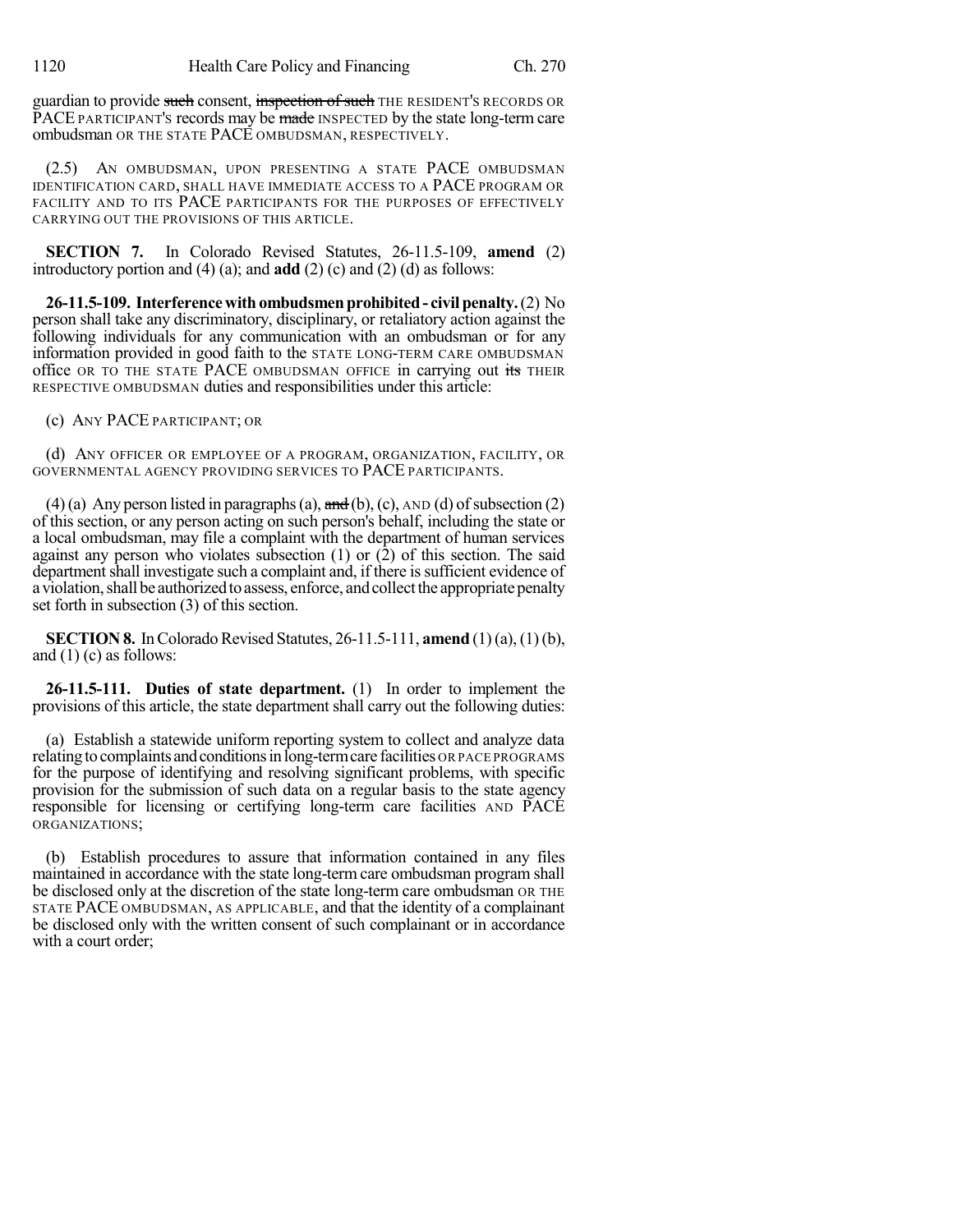guardian to provide ~~such~~ consent, ~~inspection of such~~ THE RESIDENT'S RECORDS OR PACE PARTICIPANT'S records may be ~~made~~ INSPECTED by the state long-term care ombudsman OR THE STATE PACE OMBUDSMAN, RESPECTIVELY.

(2.5) AN OMBUDSMAN, UPON PRESENTING A STATE PACE OMBUDSMAN IDENTIFICATION CARD, SHALL HAVE IMMEDIATE ACCESS TO A PACE PROGRAM OR FACILITY AND TO ITS PACE PARTICIPANTS FOR THE PURPOSES OF EFFECTIVELY CARRYING OUT THE PROVISIONS OF THIS ARTICLE.

**SECTION 7.** In Colorado Revised Statutes, 26-11.5-109, **amend** (2) introductory portion and (4) (a); and **add** (2) (c) and (2) (d) as follows:

**26-11.5-109. Interference with ombudsmen prohibited - civil penalty.** (2) No person shall take any discriminatory, disciplinary, or retaliatory action against the following individuals for any communication with an ombudsman or for any information provided in good faith to the STATE LONG-TERM CARE OMBUDSMAN office OR TO THE STATE PACE OMBUDSMAN OFFICE in carrying out ~~its~~ THEIR RESPECTIVE OMBUDSMAN duties and responsibilities under this article:

(c) ANY PACE PARTICIPANT; OR

(d) ANY OFFICER OR EMPLOYEE OF A PROGRAM, ORGANIZATION, FACILITY, OR GOVERNMENTAL AGENCY PROVIDING SERVICES TO PACE PARTICIPANTS.

(4) (a) Any person listed in paragraphs (a), ~~and~~ (b), (c), AND (d) of subsection (2) of this section, or any person acting on such person's behalf, including the state or a local ombudsman, may file a complaint with the department of human services against any person who violates subsection (1) or (2) of this section. The said department shall investigate such a complaint and, if there is sufficient evidence of a violation, shall be authorized to assess, enforce, and collect the appropriate penalty set forth in subsection (3) of this section.

**SECTION 8.** In Colorado Revised Statutes, 26-11.5-111, **amend** (1) (a), (1) (b), and (1) (c) as follows:

**26-11.5-111. Duties of state department.** (1) In order to implement the provisions of this article, the state department shall carry out the following duties:

(a) Establish a statewide uniform reporting system to collect and analyze data relating to complaints and conditions in long-term care facilities OR PACE PROGRAMS for the purpose of identifying and resolving significant problems, with specific provision for the submission of such data on a regular basis to the state agency responsible for licensing or certifying long-term care facilities AND PACE ORGANIZATIONS;

(b) Establish procedures to assure that information contained in any files maintained in accordance with the state long-term care ombudsman program shall be disclosed only at the discretion of the state long-term care ombudsman OR THE STATE PACE OMBUDSMAN, AS APPLICABLE, and that the identity of a complainant be disclosed only with the written consent of such complainant or in accordance with a court order;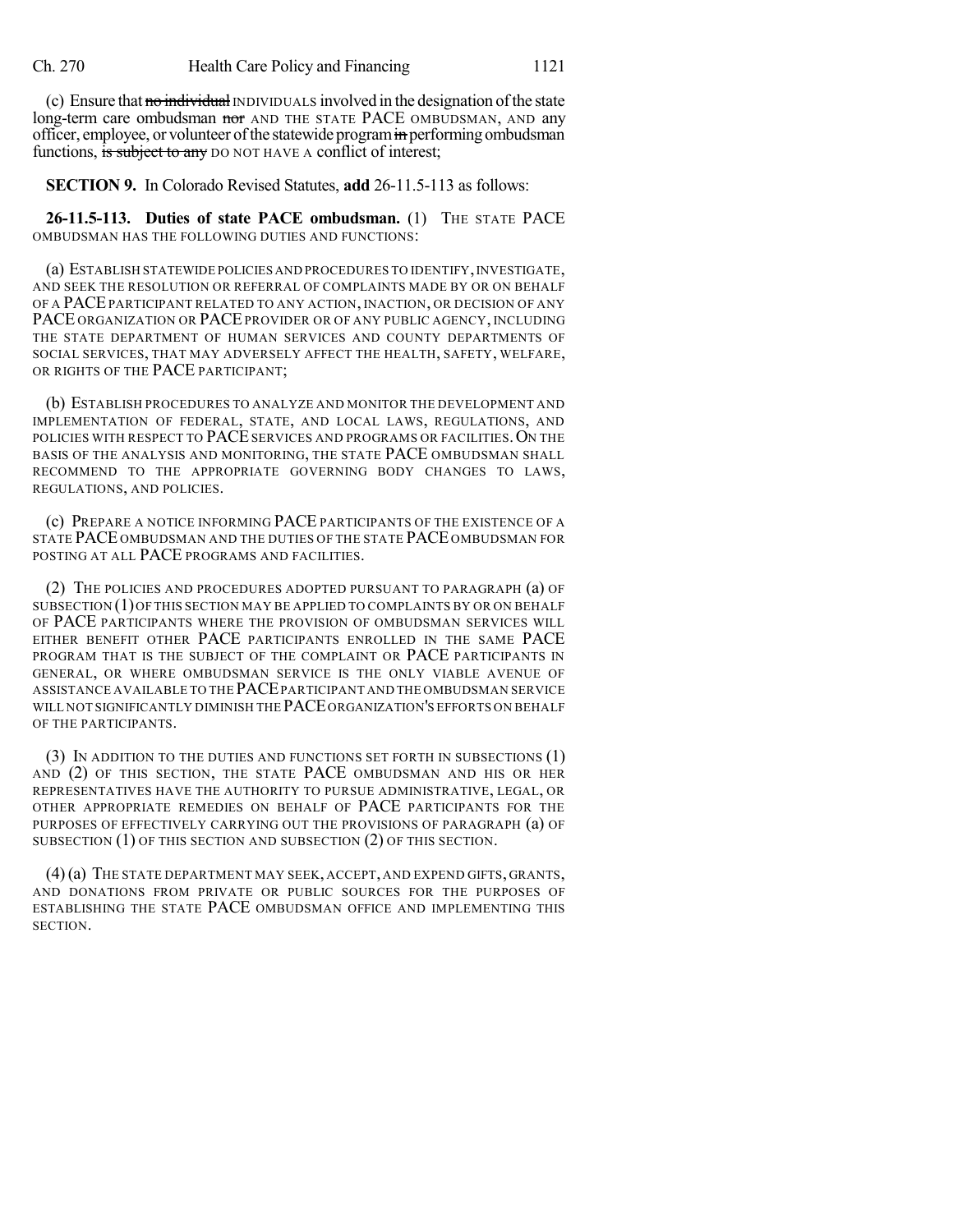(c) Ensure that ~~no individual~~ INDIVIDUALS involved in the designation of the state long-term care ombudsman ~~nor~~ AND THE STATE PACE OMBUDSMAN, AND any officer, employee, or volunteer of the statewide program ~~in~~ performing ombudsman functions, ~~is subject to any~~ DO NOT HAVE A conflict of interest;

**SECTION 9.** In Colorado Revised Statutes, **add** 26-11.5-113 as follows:

**26-11.5-113. Duties of state PACE ombudsman.** (1) THE STATE PACE OMBUDSMAN HAS THE FOLLOWING DUTIES AND FUNCTIONS:

(a) ESTABLISH STATEWIDE POLICIES AND PROCEDURES TO IDENTIFY, INVESTIGATE, AND SEEK THE RESOLUTION OR REFERRAL OF COMPLAINTS MADE BY OR ON BEHALF OF A PACE PARTICIPANT RELATED TO ANY ACTION, INACTION, OR DECISION OF ANY PACE ORGANIZATION OR PACE PROVIDER OR OF ANY PUBLIC AGENCY, INCLUDING THE STATE DEPARTMENT OF HUMAN SERVICES AND COUNTY DEPARTMENTS OF SOCIAL SERVICES, THAT MAY ADVERSELY AFFECT THE HEALTH, SAFETY, WELFARE, OR RIGHTS OF THE PACE PARTICIPANT;

(b) ESTABLISH PROCEDURES TO ANALYZE AND MONITOR THE DEVELOPMENT AND IMPLEMENTATION OF FEDERAL, STATE, AND LOCAL LAWS, REGULATIONS, AND POLICIES WITH RESPECT TO PACE SERVICES AND PROGRAMS OR FACILITIES. ON THE BASIS OF THE ANALYSIS AND MONITORING, THE STATE PACE OMBUDSMAN SHALL RECOMMEND TO THE APPROPRIATE GOVERNING BODY CHANGES TO LAWS, REGULATIONS, AND POLICIES.

(c) PREPARE A NOTICE INFORMING PACE PARTICIPANTS OF THE EXISTENCE OF A STATE PACE OMBUDSMAN AND THE DUTIES OF THE STATE PACE OMBUDSMAN FOR POSTING AT ALL PACE PROGRAMS AND FACILITIES.

(2) THE POLICIES AND PROCEDURES ADOPTED PURSUANT TO PARAGRAPH (a) OF SUBSECTION (1) OF THIS SECTION MAY BE APPLIED TO COMPLAINTS BY OR ON BEHALF OF PACE PARTICIPANTS WHERE THE PROVISION OF OMBUDSMAN SERVICES WILL EITHER BENEFIT OTHER PACE PARTICIPANTS ENROLLED IN THE SAME PACE PROGRAM THAT IS THE SUBJECT OF THE COMPLAINT OR PACE PARTICIPANTS IN GENERAL, OR WHERE OMBUDSMAN SERVICE IS THE ONLY VIABLE AVENUE OF ASSISTANCE AVAILABLE TO THE PACE PARTICIPANT AND THE OMBUDSMAN SERVICE WILL NOT SIGNIFICANTLY DIMINISH THE PACE ORGANIZATION'S EFFORTS ON BEHALF OF THE PARTICIPANTS.

(3) IN ADDITION TO THE DUTIES AND FUNCTIONS SET FORTH IN SUBSECTIONS (1) AND (2) OF THIS SECTION, THE STATE PACE OMBUDSMAN AND HIS OR HER REPRESENTATIVES HAVE THE AUTHORITY TO PURSUE ADMINISTRATIVE, LEGAL, OR OTHER APPROPRIATE REMEDIES ON BEHALF OF PACE PARTICIPANTS FOR THE PURPOSES OF EFFECTIVELY CARRYING OUT THE PROVISIONS OF PARAGRAPH (a) OF SUBSECTION (1) OF THIS SECTION AND SUBSECTION (2) OF THIS SECTION.

(4) (a) THE STATE DEPARTMENT MAY SEEK, ACCEPT, AND EXPEND GIFTS, GRANTS, AND DONATIONS FROM PRIVATE OR PUBLIC SOURCES FOR THE PURPOSES OF ESTABLISHING THE STATE PACE OMBUDSMAN OFFICE AND IMPLEMENTING THIS SECTION.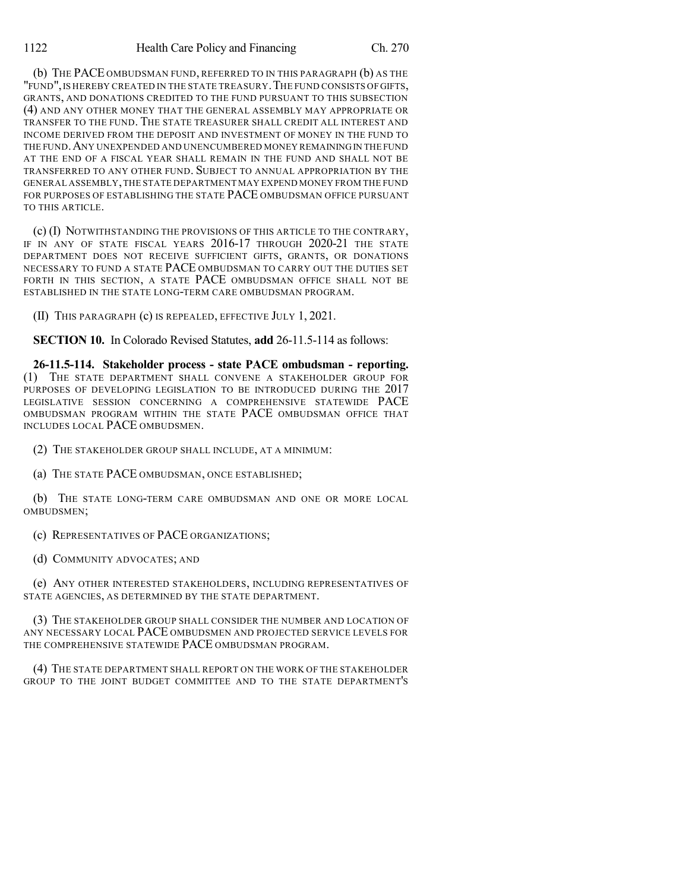(b) THE PACE OMBUDSMAN FUND, REFERRED TO IN THIS PARAGRAPH (b) AS THE "FUND", IS HEREBY CREATED IN THE STATE TREASURY. THE FUND CONSISTS OF GIFTS, GRANTS, AND DONATIONS CREDITED TO THE FUND PURSUANT TO THIS SUBSECTION (4) AND ANY OTHER MONEY THAT THE GENERAL ASSEMBLY MAY APPROPRIATE OR TRANSFER TO THE FUND. THE STATE TREASURER SHALL CREDIT ALL INTEREST AND INCOME DERIVED FROM THE DEPOSIT AND INVESTMENT OF MONEY IN THE FUND TO THE FUND. ANY UNEXPENDED AND UNENCUMBERED MONEY REMAINING IN THE FUND AT THE END OF A FISCAL YEAR SHALL REMAIN IN THE FUND AND SHALL NOT BE TRANSFERRED TO ANY OTHER FUND. SUBJECT TO ANNUAL APPROPRIATION BY THE GENERAL ASSEMBLY, THE STATE DEPARTMENT MAY EXPEND MONEY FROM THE FUND FOR PURPOSES OF ESTABLISHING THE STATE PACE OMBUDSMAN OFFICE PURSUANT TO THIS ARTICLE.

(c) (I) NOTWITHSTANDING THE PROVISIONS OF THIS ARTICLE TO THE CONTRARY, IF IN ANY OF STATE FISCAL YEARS 2016-17 THROUGH 2020-21 THE STATE DEPARTMENT DOES NOT RECEIVE SUFFICIENT GIFTS, GRANTS, OR DONATIONS NECESSARY TO FUND A STATE PACE OMBUDSMAN TO CARRY OUT THE DUTIES SET FORTH IN THIS SECTION, A STATE PACE OMBUDSMAN OFFICE SHALL NOT BE ESTABLISHED IN THE STATE LONG-TERM CARE OMBUDSMAN PROGRAM.

(II) THIS PARAGRAPH (c) IS REPEALED, EFFECTIVE JULY 1, 2021.

**SECTION 10.** In Colorado Revised Statutes, **add** 26-11.5-114 as follows:

**26-11.5-114. Stakeholder process - state PACE ombudsman - reporting.** (1) THE STATE DEPARTMENT SHALL CONVENE A STAKEHOLDER GROUP FOR PURPOSES OF DEVELOPING LEGISLATION TO BE INTRODUCED DURING THE 2017 LEGISLATIVE SESSION CONCERNING A COMPREHENSIVE STATEWIDE PACE OMBUDSMAN PROGRAM WITHIN THE STATE PACE OMBUDSMAN OFFICE THAT INCLUDES LOCAL PACE OMBUDSMEN.

(2) THE STAKEHOLDER GROUP SHALL INCLUDE, AT A MINIMUM:

(a) THE STATE PACE OMBUDSMAN, ONCE ESTABLISHED;

(b) THE STATE LONG-TERM CARE OMBUDSMAN AND ONE OR MORE LOCAL OMBUDSMEN;

(c) REPRESENTATIVES OF PACE ORGANIZATIONS;

(d) COMMUNITY ADVOCATES; AND

(e) ANY OTHER INTERESTED STAKEHOLDERS, INCLUDING REPRESENTATIVES OF STATE AGENCIES, AS DETERMINED BY THE STATE DEPARTMENT.

(3) THE STAKEHOLDER GROUP SHALL CONSIDER THE NUMBER AND LOCATION OF ANY NECESSARY LOCAL PACE OMBUDSMEN AND PROJECTED SERVICE LEVELS FOR THE COMPREHENSIVE STATEWIDE PACE OMBUDSMAN PROGRAM.

(4) THE STATE DEPARTMENT SHALL REPORT ON THE WORK OF THE STAKEHOLDER GROUP TO THE JOINT BUDGET COMMITTEE AND TO THE STATE DEPARTMENT'S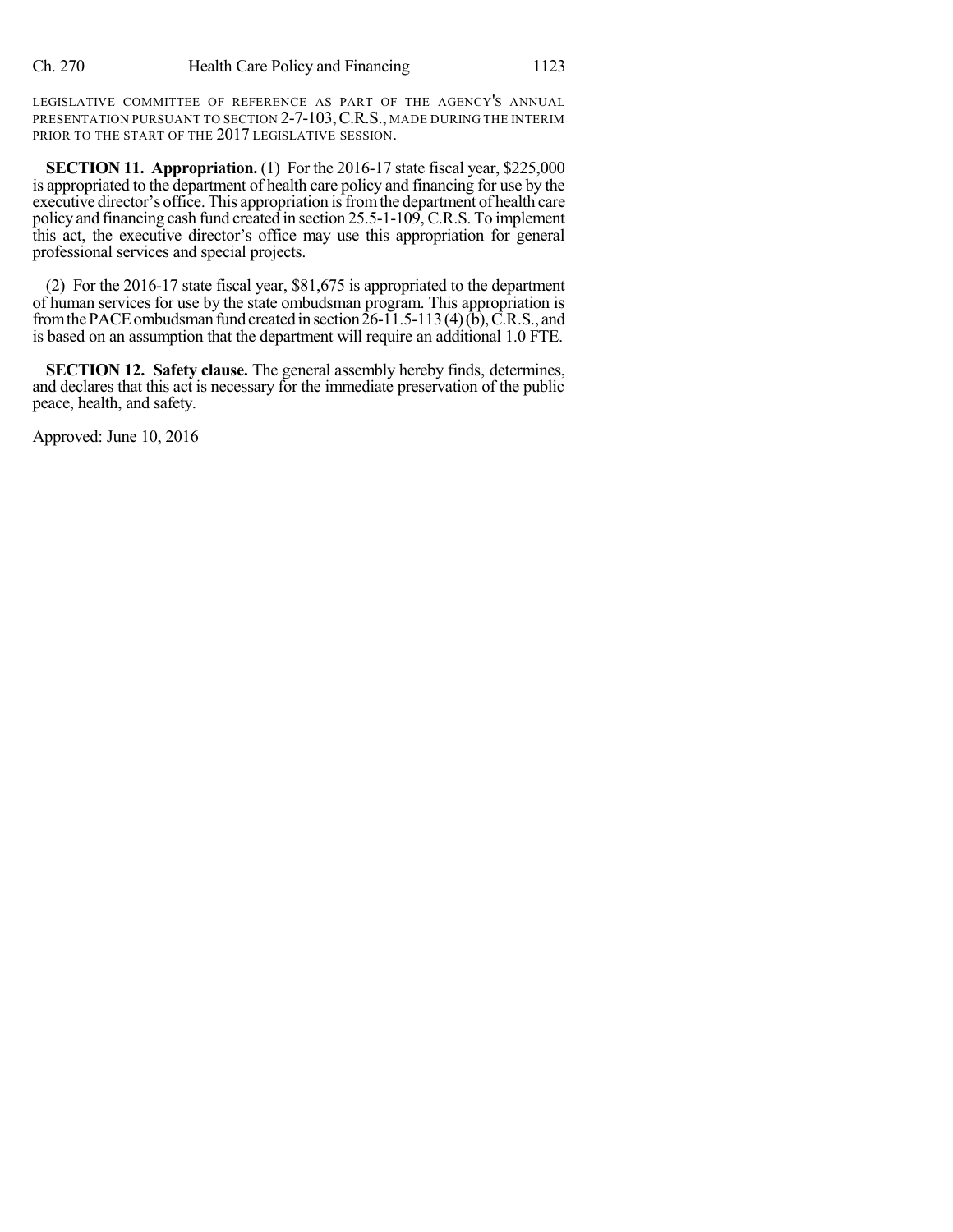LEGISLATIVE COMMITTEE OF REFERENCE AS PART OF THE AGENCY'S ANNUAL PRESENTATION PURSUANT TO SECTION 2-7-103, C.R.S., MADE DURING THE INTERIM PRIOR TO THE START OF THE 2017 LEGISLATIVE SESSION.

**SECTION 11. Appropriation.** (1) For the 2016-17 state fiscal year, $225,000 is appropriated to the department of health care policy and financing for use by the executive director's office. This appropriation is from the department of health care policy and financing cash fund created in section 25.5-1-109, C.R.S. To implement this act, the executive director's office may use this appropriation for general professional services and special projects.

(2) For the 2016-17 state fiscal year, $81,675 is appropriated to the department of human services for use by the state ombudsman program. This appropriation is from the PACE ombudsman fund created in section 26-11.5-113 (4) (b), C.R.S., and is based on an assumption that the department will require an additional 1.0 FTE.

**SECTION 12. Safety clause.** The general assembly hereby finds, determines, and declares that this act is necessary for the immediate preservation of the public peace, health, and safety.

Approved: June 10, 2016